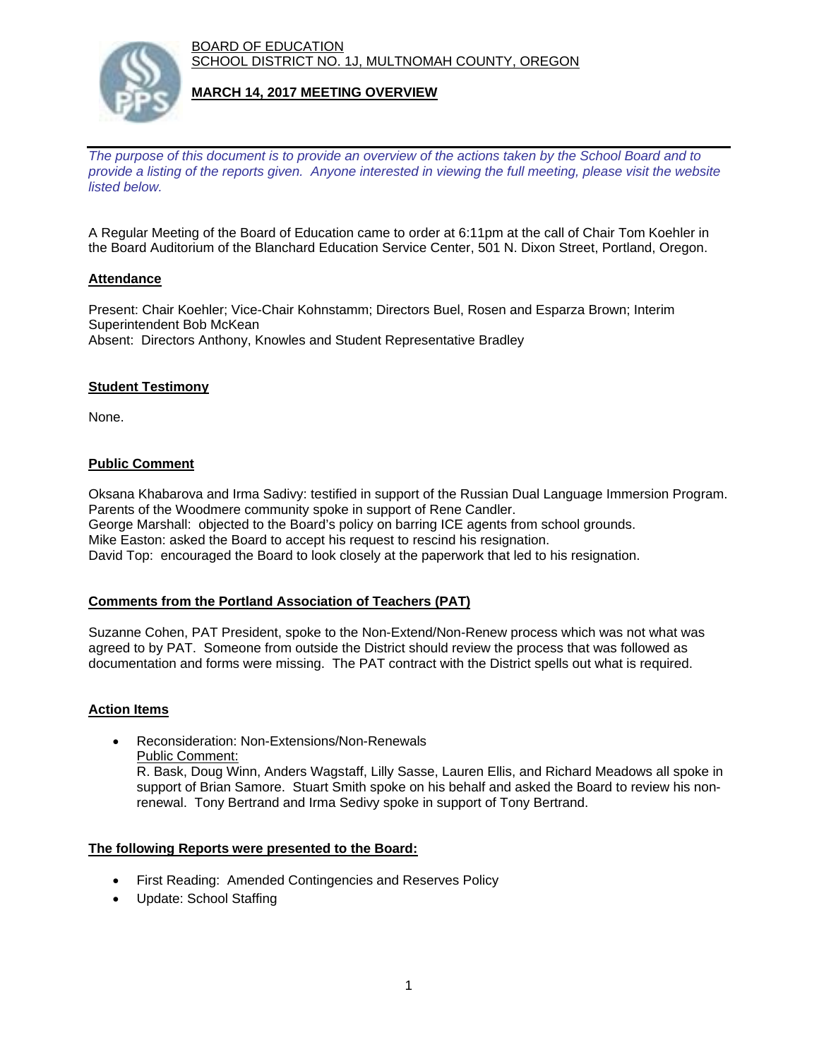BOARD OF EDUCATION
SCHOOL DISTRICT NO. 1J, MULTNOMAH COUNTY, OREGON

# MARCH 14, 2017 MEETING OVERVIEW

*The purpose of this document is to provide an overview of the actions taken by the School Board and to provide a listing of the reports given. Anyone interested in viewing the full meeting, please visit the website listed below.*

A Regular Meeting of the Board of Education came to order at 6:11pm at the call of Chair Tom Koehler in the Board Auditorium of the Blanchard Education Service Center, 501 N. Dixon Street, Portland, Oregon.

## Attendance

Present: Chair Koehler; Vice-Chair Kohnstamm; Directors Buel, Rosen and Esparza Brown; Interim Superintendent Bob McKean
Absent: Directors Anthony, Knowles and Student Representative Bradley

## Student Testimony

None.

## Public Comment

Oksana Khabarova and Irma Sadivy: testified in support of the Russian Dual Language Immersion Program.
Parents of the Woodmere community spoke in support of Rene Candler.
George Marshall: objected to the Board's policy on barring ICE agents from school grounds.
Mike Easton: asked the Board to accept his request to rescind his resignation.
David Top: encouraged the Board to look closely at the paperwork that led to his resignation.

## Comments from the Portland Association of Teachers (PAT)

Suzanne Cohen, PAT President, spoke to the Non-Extend/Non-Renew process which was not what was agreed to by PAT. Someone from outside the District should review the process that was followed as documentation and forms were missing. The PAT contract with the District spells out what is required.

## Action Items

- Reconsideration: Non-Extensions/Non-Renewals
  Public Comment:
  R. Bask, Doug Winn, Anders Wagstaff, Lilly Sasse, Lauren Ellis, and Richard Meadows all spoke in support of Brian Samore. Stuart Smith spoke on his behalf and asked the Board to review his non-renewal. Tony Bertrand and Irma Sedivy spoke in support of Tony Bertrand.

## The following Reports were presented to the Board:

- First Reading: Amended Contingencies and Reserves Policy
- Update: School Staffing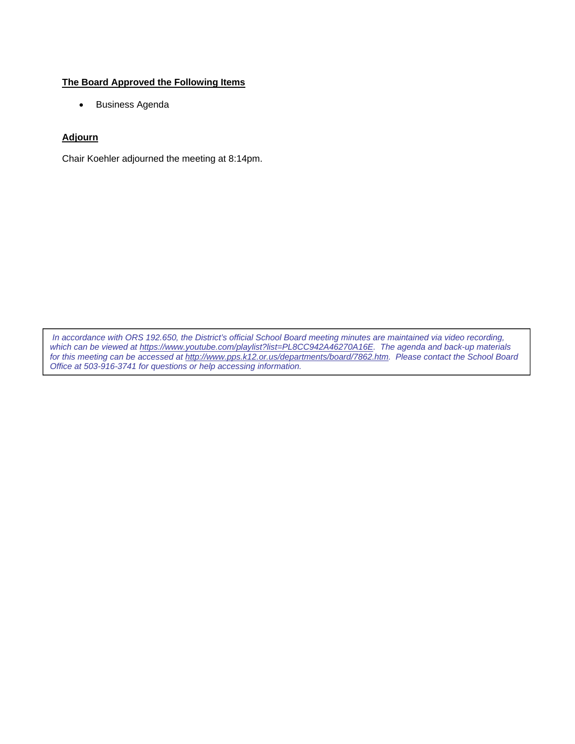**The Board Approved the Following Items**

- Business Agenda

**Adjourn**

Chair Koehler adjourned the meeting at 8:14pm.

*In accordance with ORS 192.650, the District's official School Board meeting minutes are maintained via video recording, which can be viewed at https://www.youtube.com/playlist?list=PL8CC942A46270A16E. The agenda and back-up materials for this meeting can be accessed at http://www.pps.k12.or.us/departments/board/7862.htm. Please contact the School Board Office at 503-916-3741 for questions or help accessing information.*